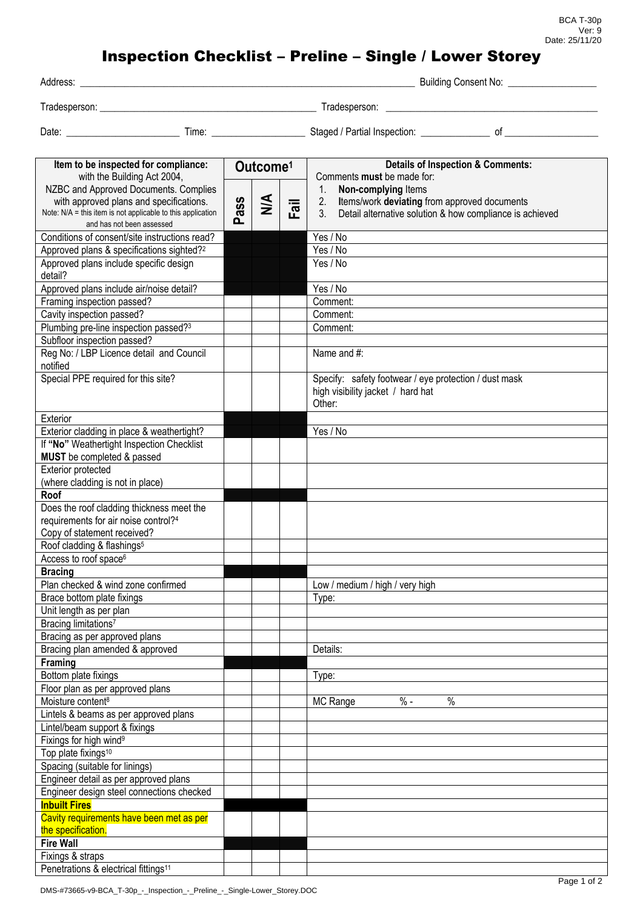BCA T-30p
Ver: 9
Date: 25/11/20

# Inspection Checklist – Preline – Single / Lower Storey

Address: ____________________ Building Consent No: ____________

Tradesperson: ____________________ Tradesperson: ____________________

Date: ____________ Time: ____________ Staged / Partial Inspection: ________ of ____________

| Item to be inspected for compliance: with the Building Act 2004, NZBC and Approved Documents. Complies with approved plans and specifications. Note: N/A = this item is not applicable to this application and has not been assessed | Outcome[1] | | | Details of Inspection & Comments: Comments **must** be made for: 1. **Non-complying** Items 2. Items/work **deviating** from approved documents 3. Detail alternative solution & how compliance is achieved |
|---|---|---|---|---|
| | Pass | N/A | Fail | |
| Conditions of consent/site instructions read? | | | | Yes / No |
| Approved plans & specifications sighted?[2] | | | | Yes / No |
| Approved plans include specific design detail? | | | | Yes / No |
| Approved plans include air/noise detail? | | | | Yes / No |
| Framing inspection passed? | | | | Comment: |
| Cavity inspection passed? | | | | Comment: |
| Plumbing pre-line inspection passed?[3] | | | | Comment: |
| Subfloor inspection passed? | | | | |
| Reg No: / LBP Licence detail and Council notified | | | | Name and #: |
| Special PPE required for this site? | | | | Specify: safety footwear / eye protection / dust mask high visibility jacket / hard hat Other: |
| Exterior | | | | |
| Exterior cladding in place & weathertight? | | | | Yes / No |
| If **"No"** Weathertight Inspection Checklist **MUST** be completed & passed | | | | |
| Exterior protected (where cladding is not in place) | | | | |
| **Roof** | | | | |
| Does the roof cladding thickness meet the requirements for air noise control?[4] Copy of statement received? | | | | |
| Roof cladding & flashings[5] | | | | |
| Access to roof space[6] | | | | |
| **Bracing** | | | | |
| Plan checked & wind zone confirmed | | | | Low / medium / high / very high |
| Brace bottom plate fixings | | | | Type: |
| Unit length as per plan | | | | |
| Bracing limitations[7] | | | | |
| Bracing as per approved plans | | | | |
| Bracing plan amended & approved | | | | Details: |
| **Framing** | | | | |
| Bottom plate fixings | | | | Type: |
| Floor plan as per approved plans | | | | |
| Moisture content[8] | | | | MC Range % - % |
| Lintels & beams as per approved plans | | | | |
| Lintel/beam support & fixings | | | | |
| Fixings for high wind[9] | | | | |
| Top plate fixings[10] | | | | |
| Spacing (suitable for linings) | | | | |
| Engineer detail as per approved plans | | | | |
| Engineer design steel connections checked | | | | |
| **Inbuilt Fires** | | | | |
| Cavity requirements have been met as per the specification. | | | | |
| **Fire Wall** | | | | |
| Fixings & straps | | | | |
| Penetrations & electrical fittings[11] | | | | |

DMS-#73665-v9-BCA_T-30p_-_Inspection_-_Preline_-_Single-Lower_Storey.DOC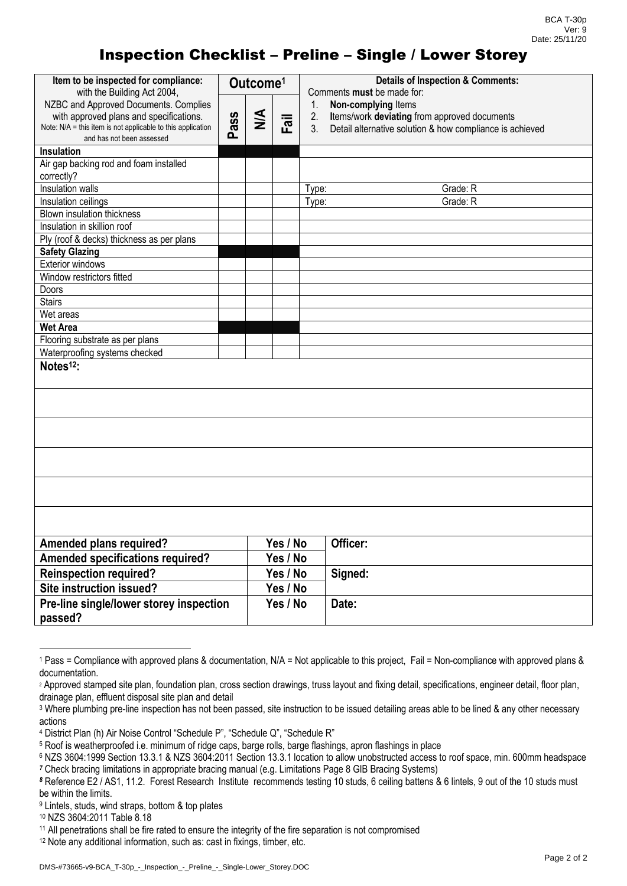BCA T-30p
Ver: 9
Date: 25/11/20

# Inspection Checklist – Preline – Single / Lower Storey

| **Item to be inspected for compliance:** with the Building Act 2004, NZBC and Approved Documents. Complies with approved plans and specifications. Note: N/A = this item is not applicable to this application and has not been assessed | **Outcome[1]** Pass | N/A | Fail | **Details of Inspection & Comments:** Comments **must** be made for: 1. **Non-complying** Items 2. Items/work **deviating** from approved documents 3. Detail alternative solution & how compliance is achieved |
|---|---|---|---|---|
| **Insulation** | | | | |
| Air gap backing rod and foam installed correctly? | | | | |
| Insulation walls | | | | Type: Grade: R |
| Insulation ceilings | | | | Type: Grade: R |
| Blown insulation thickness | | | | |
| Insulation in skillion roof | | | | |
| Ply (roof & decks) thickness as per plans | | | | |
| **Safety Glazing** | | | | |
| Exterior windows | | | | |
| Window restrictors fitted | | | | |
| Doors | | | | |
| Stairs | | | | |
| Wet areas | | | | |
| **Wet Area** | | | | |
| Flooring substrate as per plans | | | | |
| Waterproofing systems checked | | | | |

**Notes[12]:**

| | | |
|---|---|---|
| **Amended plans required?** | Yes / No | **Officer:** |
| **Amended specifications required?** | Yes / No | |
| **Reinspection required?** | Yes / No | **Signed:** |
| **Site instruction issued?** | Yes / No | |
| **Pre-line single/lower storey inspection passed?** | Yes / No | **Date:** |

[1] Pass = Compliance with approved plans & documentation, N/A = Not applicable to this project, Fail = Non-compliance with approved plans & documentation.

[2] Approved stamped site plan, foundation plan, cross section drawings, truss layout and fixing detail, specifications, engineer detail, floor plan, drainage plan, effluent disposal site plan and detail

[3] Where plumbing pre-line inspection has not been passed, site instruction to be issued detailing areas able to be lined & any other necessary actions

[4] District Plan (h) Air Noise Control "Schedule P", "Schedule Q", "Schedule R"

[5] Roof is weatherproofed i.e. minimum of ridge caps, barge rolls, barge flashings, apron flashings in place

[6] NZS 3604:1999 Section 13.3.1 & NZS 3604:2011 Section 13.3.1 location to allow unobstructed access to roof space, min. 600mm headspace

[7] Check bracing limitations in appropriate bracing manual (e.g. Limitations Page 8 GIB Bracing Systems)

[8] Reference E2 / AS1, 11.2. Forest Research Institute recommends testing 10 studs, 6 ceiling battens & 6 lintels, 9 out of the 10 studs must be within the limits.

[9] Lintels, studs, wind straps, bottom & top plates

[10] NZS 3604:2011 Table 8.18

[11] All penetrations shall be fire rated to ensure the integrity of the fire separation is not compromised

[12] Note any additional information, such as: cast in fixings, timber, etc.

DMS-#73665-v9-BCA_T-30p_-_Inspection_-_Preline_-_Single-Lower_Storey.DOC